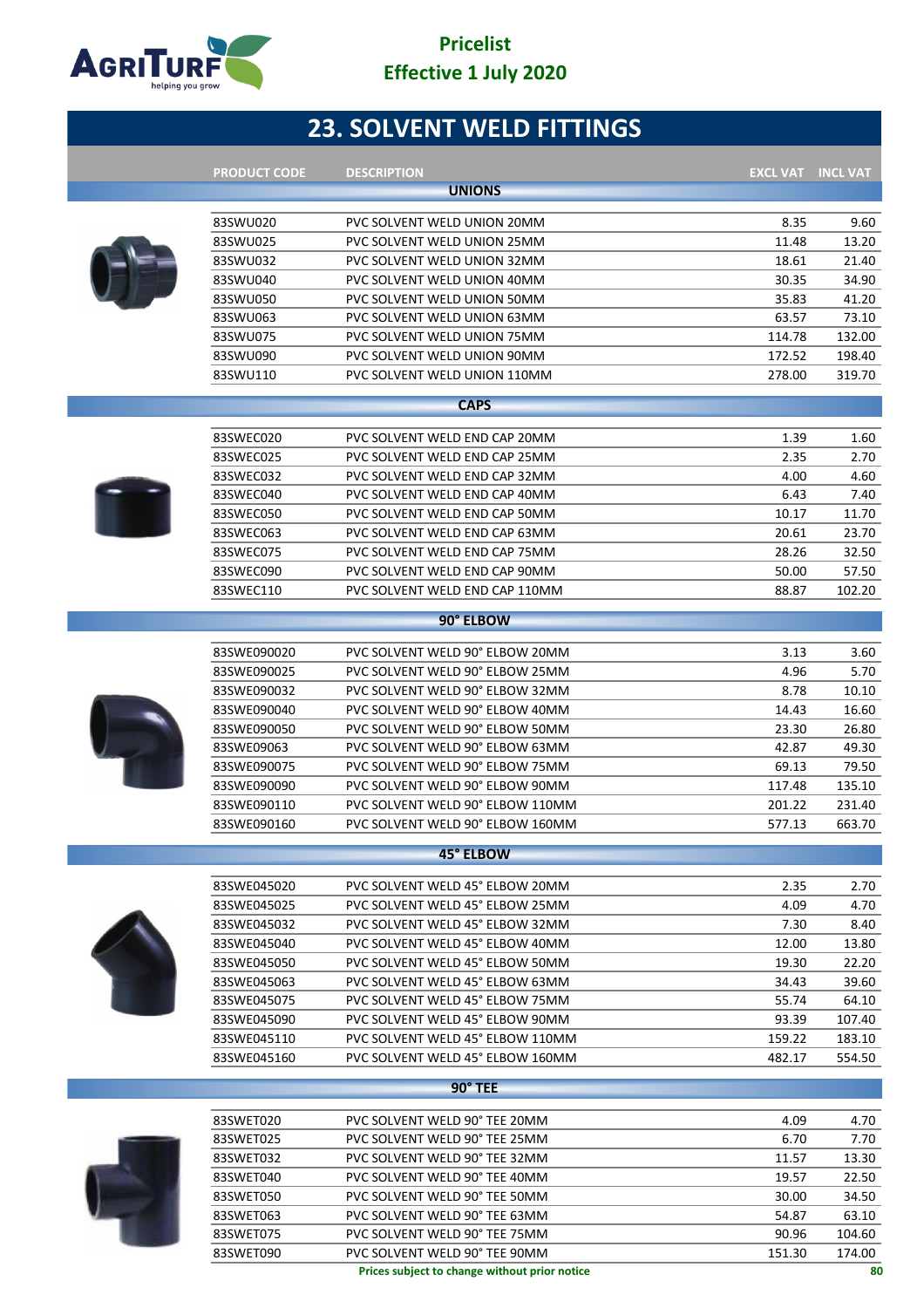Pricelist
Effective 1 July 2020

# 23. SOLVENT WELD FITTINGS

| PRODUCT CODE | DESCRIPTION | EXCL VAT | INCL VAT |
|---|---|---|---|
| **UNIONS** | | | |
| 83SWU020 | PVC SOLVENT WELD UNION 20MM | 8.35 | 9.60 |
| 83SWU025 | PVC SOLVENT WELD UNION 25MM | 11.48 | 13.20 |
| 83SWU032 | PVC SOLVENT WELD UNION 32MM | 18.61 | 21.40 |
| 83SWU040 | PVC SOLVENT WELD UNION 40MM | 30.35 | 34.90 |
| 83SWU050 | PVC SOLVENT WELD UNION 50MM | 35.83 | 41.20 |
| 83SWU063 | PVC SOLVENT WELD UNION 63MM | 63.57 | 73.10 |
| 83SWU075 | PVC SOLVENT WELD UNION 75MM | 114.78 | 132.00 |
| 83SWU090 | PVC SOLVENT WELD UNION 90MM | 172.52 | 198.40 |
| 83SWU110 | PVC SOLVENT WELD UNION 110MM | 278.00 | 319.70 |
| **CAPS** | | | |
| 83SWEC020 | PVC SOLVENT WELD END CAP 20MM | 1.39 | 1.60 |
| 83SWEC025 | PVC SOLVENT WELD END CAP 25MM | 2.35 | 2.70 |
| 83SWEC032 | PVC SOLVENT WELD END CAP 32MM | 4.00 | 4.60 |
| 83SWEC040 | PVC SOLVENT WELD END CAP 40MM | 6.43 | 7.40 |
| 83SWEC050 | PVC SOLVENT WELD END CAP 50MM | 10.17 | 11.70 |
| 83SWEC063 | PVC SOLVENT WELD END CAP 63MM | 20.61 | 23.70 |
| 83SWEC075 | PVC SOLVENT WELD END CAP 75MM | 28.26 | 32.50 |
| 83SWEC090 | PVC SOLVENT WELD END CAP 90MM | 50.00 | 57.50 |
| 83SWEC110 | PVC SOLVENT WELD END CAP 110MM | 88.87 | 102.20 |
| **90° ELBOW** | | | |
| 83SWE090020 | PVC SOLVENT WELD 90° ELBOW 20MM | 3.13 | 3.60 |
| 83SWE090025 | PVC SOLVENT WELD 90° ELBOW 25MM | 4.96 | 5.70 |
| 83SWE090032 | PVC SOLVENT WELD 90° ELBOW 32MM | 8.78 | 10.10 |
| 83SWE090040 | PVC SOLVENT WELD 90° ELBOW 40MM | 14.43 | 16.60 |
| 83SWE090050 | PVC SOLVENT WELD 90° ELBOW 50MM | 23.30 | 26.80 |
| 83SWE09063 | PVC SOLVENT WELD 90° ELBOW 63MM | 42.87 | 49.30 |
| 83SWE090075 | PVC SOLVENT WELD 90° ELBOW 75MM | 69.13 | 79.50 |
| 83SWE090090 | PVC SOLVENT WELD 90° ELBOW 90MM | 117.48 | 135.10 |
| 83SWE090110 | PVC SOLVENT WELD 90° ELBOW 110MM | 201.22 | 231.40 |
| 83SWE090160 | PVC SOLVENT WELD 90° ELBOW 160MM | 577.13 | 663.70 |
| **45° ELBOW** | | | |
| 83SWE045020 | PVC SOLVENT WELD 45° ELBOW 20MM | 2.35 | 2.70 |
| 83SWE045025 | PVC SOLVENT WELD 45° ELBOW 25MM | 4.09 | 4.70 |
| 83SWE045032 | PVC SOLVENT WELD 45° ELBOW 32MM | 7.30 | 8.40 |
| 83SWE045040 | PVC SOLVENT WELD 45° ELBOW 40MM | 12.00 | 13.80 |
| 83SWE045050 | PVC SOLVENT WELD 45° ELBOW 50MM | 19.30 | 22.20 |
| 83SWE045063 | PVC SOLVENT WELD 45° ELBOW 63MM | 34.43 | 39.60 |
| 83SWE045075 | PVC SOLVENT WELD 45° ELBOW 75MM | 55.74 | 64.10 |
| 83SWE045090 | PVC SOLVENT WELD 45° ELBOW 90MM | 93.39 | 107.40 |
| 83SWE045110 | PVC SOLVENT WELD 45° ELBOW 110MM | 159.22 | 183.10 |
| 83SWE045160 | PVC SOLVENT WELD 45° ELBOW 160MM | 482.17 | 554.50 |
| **90° TEE** | | | |
| 83SWET020 | PVC SOLVENT WELD 90° TEE 20MM | 4.09 | 4.70 |
| 83SWET025 | PVC SOLVENT WELD 90° TEE 25MM | 6.70 | 7.70 |
| 83SWET032 | PVC SOLVENT WELD 90° TEE 32MM | 11.57 | 13.30 |
| 83SWET040 | PVC SOLVENT WELD 90° TEE 40MM | 19.57 | 22.50 |
| 83SWET050 | PVC SOLVENT WELD 90° TEE 50MM | 30.00 | 34.50 |
| 83SWET063 | PVC SOLVENT WELD 90° TEE 63MM | 54.87 | 63.10 |
| 83SWET075 | PVC SOLVENT WELD 90° TEE 75MM | 90.96 | 104.60 |
| 83SWET090 | PVC SOLVENT WELD 90° TEE 90MM | 151.30 | 174.00 |

**Prices subject to change without prior notice**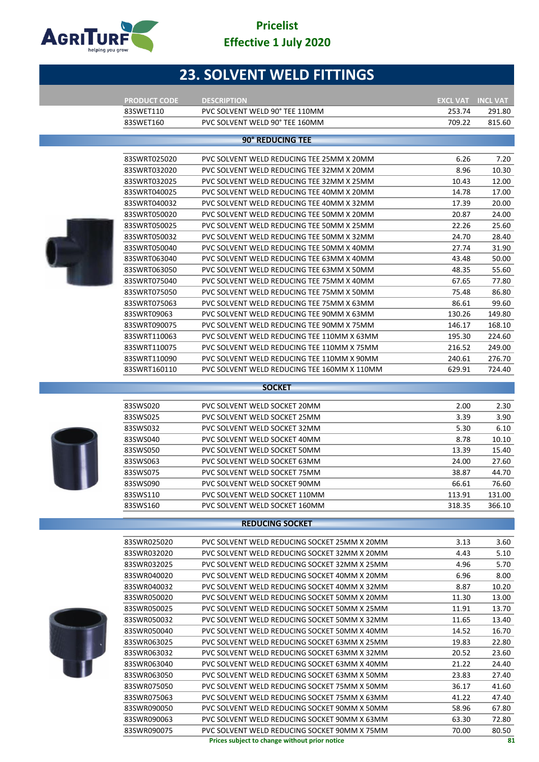# 23. SOLVENT WELD FITTINGS

| PRODUCT CODE | DESCRIPTION | EXCL VAT | INCL VAT |
|---|---|---|---|
| 83SWET110 | PVC SOLVENT WELD 90° TEE 110MM | 253.74 | 291.80 |
| 83SWET160 | PVC SOLVENT WELD 90° TEE 160MM | 709.22 | 815.60 |

## 90° REDUCING TEE

| PRODUCT CODE | DESCRIPTION | EXCL VAT | INCL VAT |
|---|---|---|---|
| 83SWRT025020 | PVC SOLVENT WELD REDUCING TEE 25MM X 20MM | 6.26 | 7.20 |
| 83SWRT032020 | PVC SOLVENT WELD REDUCING TEE 32MM X 20MM | 8.96 | 10.30 |
| 83SWRT032025 | PVC SOLVENT WELD REDUCING TEE 32MM X 25MM | 10.43 | 12.00 |
| 83SWRT040025 | PVC SOLVENT WELD REDUCING TEE 40MM X 20MM | 14.78 | 17.00 |
| 83SWRT040032 | PVC SOLVENT WELD REDUCING TEE 40MM X 32MM | 17.39 | 20.00 |
| 83SWRT050020 | PVC SOLVENT WELD REDUCING TEE 50MM X 20MM | 20.87 | 24.00 |
| 83SWRT050025 | PVC SOLVENT WELD REDUCING TEE 50MM X 25MM | 22.26 | 25.60 |
| 83SWRT050032 | PVC SOLVENT WELD REDUCING TEE 50MM X 32MM | 24.70 | 28.40 |
| 83SWRT050040 | PVC SOLVENT WELD REDUCING TEE 50MM X 40MM | 27.74 | 31.90 |
| 83SWRT063040 | PVC SOLVENT WELD REDUCING TEE 63MM X 40MM | 43.48 | 50.00 |
| 83SWRT063050 | PVC SOLVENT WELD REDUCING TEE 63MM X 50MM | 48.35 | 55.60 |
| 83SWRT075040 | PVC SOLVENT WELD REDUCING TEE 75MM X 40MM | 67.65 | 77.80 |
| 83SWRT075050 | PVC SOLVENT WELD REDUCING TEE 75MM X 50MM | 75.48 | 86.80 |
| 83SWRT075063 | PVC SOLVENT WELD REDUCING TEE 75MM X 63MM | 86.61 | 99.60 |
| 83SWRT09063 | PVC SOLVENT WELD REDUCING TEE 90MM X 63MM | 130.26 | 149.80 |
| 83SWRT090075 | PVC SOLVENT WELD REDUCING TEE 90MM X 75MM | 146.17 | 168.10 |
| 83SWRT110063 | PVC SOLVENT WELD REDUCING TEE 110MM X 63MM | 195.30 | 224.60 |
| 83SWRT110075 | PVC SOLVENT WELD REDUCING TEE 110MM X 75MM | 216.52 | 249.00 |
| 83SWRT110090 | PVC SOLVENT WELD REDUCING TEE 110MM X 90MM | 240.61 | 276.70 |
| 83SWRT160110 | PVC SOLVENT WELD REDUCING TEE 160MM X 110MM | 629.91 | 724.40 |

## SOCKET

| PRODUCT CODE | DESCRIPTION | EXCL VAT | INCL VAT |
|---|---|---|---|
| 83SWS020 | PVC SOLVENT WELD SOCKET 20MM | 2.00 | 2.30 |
| 83SWS025 | PVC SOLVENT WELD SOCKET 25MM | 3.39 | 3.90 |
| 83SWS032 | PVC SOLVENT WELD SOCKET 32MM | 5.30 | 6.10 |
| 83SWS040 | PVC SOLVENT WELD SOCKET 40MM | 8.78 | 10.10 |
| 83SWS050 | PVC SOLVENT WELD SOCKET 50MM | 13.39 | 15.40 |
| 83SWS063 | PVC SOLVENT WELD SOCKET 63MM | 24.00 | 27.60 |
| 83SWS075 | PVC SOLVENT WELD SOCKET 75MM | 38.87 | 44.70 |
| 83SWS090 | PVC SOLVENT WELD SOCKET 90MM | 66.61 | 76.60 |
| 83SWS110 | PVC SOLVENT WELD SOCKET 110MM | 113.91 | 131.00 |
| 83SWS160 | PVC SOLVENT WELD SOCKET 160MM | 318.35 | 366.10 |

## REDUCING SOCKET

| PRODUCT CODE | DESCRIPTION | EXCL VAT | INCL VAT |
|---|---|---|---|
| 83SWR025020 | PVC SOLVENT WELD REDUCING SOCKET 25MM X 20MM | 3.13 | 3.60 |
| 83SWR032020 | PVC SOLVENT WELD REDUCING SOCKET 32MM X 20MM | 4.43 | 5.10 |
| 83SWR032025 | PVC SOLVENT WELD REDUCING SOCKET 32MM X 25MM | 4.96 | 5.70 |
| 83SWR040020 | PVC SOLVENT WELD REDUCING SOCKET 40MM X 20MM | 6.96 | 8.00 |
| 83SWR040032 | PVC SOLVENT WELD REDUCING SOCKET 40MM X 32MM | 8.87 | 10.20 |
| 83SWR050020 | PVC SOLVENT WELD REDUCING SOCKET 50MM X 20MM | 11.30 | 13.00 |
| 83SWR050025 | PVC SOLVENT WELD REDUCING SOCKET 50MM X 25MM | 11.91 | 13.70 |
| 83SWR050032 | PVC SOLVENT WELD REDUCING SOCKET 50MM X 32MM | 11.65 | 13.40 |
| 83SWR050040 | PVC SOLVENT WELD REDUCING SOCKET 50MM X 40MM | 14.52 | 16.70 |
| 83SWR063025 | PVC SOLVENT WELD REDUCING SOCKET 63MM X 25MM | 19.83 | 22.80 |
| 83SWR063032 | PVC SOLVENT WELD REDUCING SOCKET 63MM X 32MM | 20.52 | 23.60 |
| 83SWR063040 | PVC SOLVENT WELD REDUCING SOCKET 63MM X 40MM | 21.22 | 24.40 |
| 83SWR063050 | PVC SOLVENT WELD REDUCING SOCKET 63MM X 50MM | 23.83 | 27.40 |
| 83SWR075050 | PVC SOLVENT WELD REDUCING SOCKET 75MM X 50MM | 36.17 | 41.60 |
| 83SWR075063 | PVC SOLVENT WELD REDUCING SOCKET 75MM X 63MM | 41.22 | 47.40 |
| 83SWR090050 | PVC SOLVENT WELD REDUCING SOCKET 90MM X 50MM | 58.96 | 67.80 |
| 83SWR090063 | PVC SOLVENT WELD REDUCING SOCKET 90MM X 63MM | 63.30 | 72.80 |
| 83SWR090075 | PVC SOLVENT WELD REDUCING SOCKET 90MM X 75MM | 70.00 | 80.50 |

**Prices subject to change without prior notice**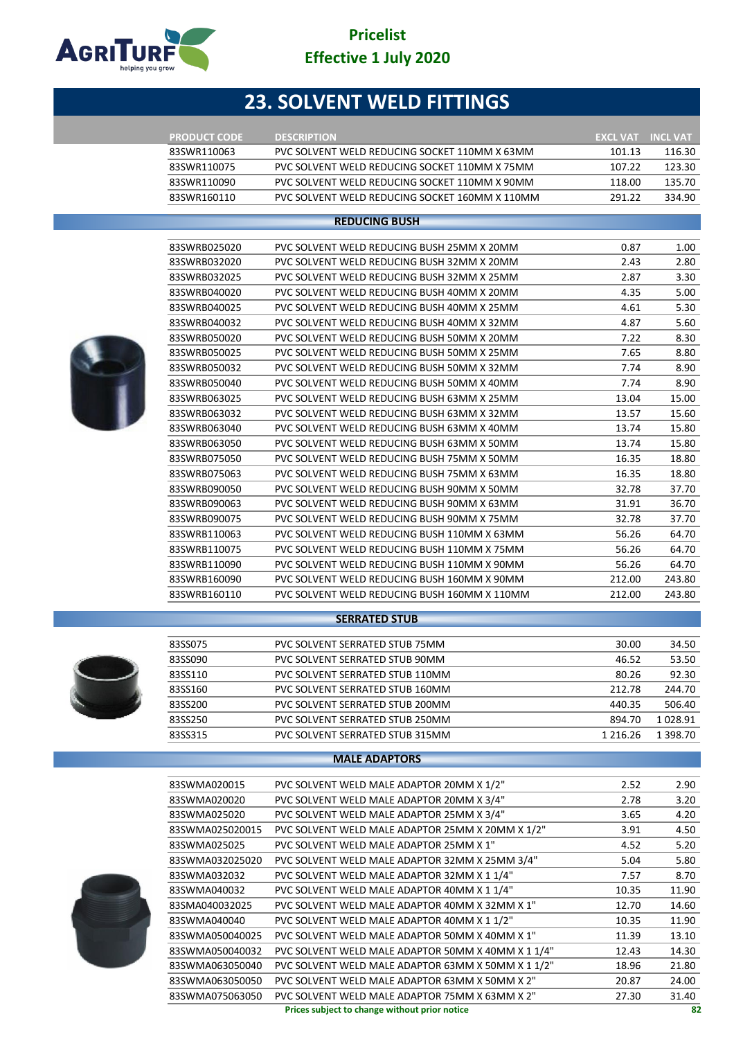# 23. SOLVENT WELD FITTINGS

| PRODUCT CODE | DESCRIPTION | EXCL VAT | INCL VAT |
|---|---|---|---|
| 83SWR110063 | PVC SOLVENT WELD REDUCING SOCKET 110MM X 63MM | 101.13 | 116.30 |
| 83SWR110075 | PVC SOLVENT WELD REDUCING SOCKET 110MM X 75MM | 107.22 | 123.30 |
| 83SWR110090 | PVC SOLVENT WELD REDUCING SOCKET 110MM X 90MM | 118.00 | 135.70 |
| 83SWR160110 | PVC SOLVENT WELD REDUCING SOCKET 160MM X 110MM | 291.22 | 334.90 |

## REDUCING BUSH

| PRODUCT CODE | DESCRIPTION | EXCL VAT | INCL VAT |
|---|---|---|---|
| 83SWRB025020 | PVC SOLVENT WELD REDUCING BUSH 25MM X 20MM | 0.87 | 1.00 |
| 83SWRB032020 | PVC SOLVENT WELD REDUCING BUSH 32MM X 20MM | 2.43 | 2.80 |
| 83SWRB032025 | PVC SOLVENT WELD REDUCING BUSH 32MM X 25MM | 2.87 | 3.30 |
| 83SWRB040020 | PVC SOLVENT WELD REDUCING BUSH 40MM X 20MM | 4.35 | 5.00 |
| 83SWRB040025 | PVC SOLVENT WELD REDUCING BUSH 40MM X 25MM | 4.61 | 5.30 |
| 83SWRB040032 | PVC SOLVENT WELD REDUCING BUSH 40MM X 32MM | 4.87 | 5.60 |
| 83SWRB050020 | PVC SOLVENT WELD REDUCING BUSH 50MM X 20MM | 7.22 | 8.30 |
| 83SWRB050025 | PVC SOLVENT WELD REDUCING BUSH 50MM X 25MM | 7.65 | 8.80 |
| 83SWRB050032 | PVC SOLVENT WELD REDUCING BUSH 50MM X 32MM | 7.74 | 8.90 |
| 83SWRB050040 | PVC SOLVENT WELD REDUCING BUSH 50MM X 40MM | 7.74 | 8.90 |
| 83SWRB063025 | PVC SOLVENT WELD REDUCING BUSH 63MM X 25MM | 13.04 | 15.00 |
| 83SWRB063032 | PVC SOLVENT WELD REDUCING BUSH 63MM X 32MM | 13.57 | 15.60 |
| 83SWRB063040 | PVC SOLVENT WELD REDUCING BUSH 63MM X 40MM | 13.74 | 15.80 |
| 83SWRB063050 | PVC SOLVENT WELD REDUCING BUSH 63MM X 50MM | 13.74 | 15.80 |
| 83SWRB075050 | PVC SOLVENT WELD REDUCING BUSH 75MM X 50MM | 16.35 | 18.80 |
| 83SWRB075063 | PVC SOLVENT WELD REDUCING BUSH 75MM X 63MM | 16.35 | 18.80 |
| 83SWRB090050 | PVC SOLVENT WELD REDUCING BUSH 90MM X 50MM | 32.78 | 37.70 |
| 83SWRB090063 | PVC SOLVENT WELD REDUCING BUSH 90MM X 63MM | 31.91 | 36.70 |
| 83SWRB090075 | PVC SOLVENT WELD REDUCING BUSH 90MM X 75MM | 32.78 | 37.70 |
| 83SWRB110063 | PVC SOLVENT WELD REDUCING BUSH 110MM X 63MM | 56.26 | 64.70 |
| 83SWRB110075 | PVC SOLVENT WELD REDUCING BUSH 110MM X 75MM | 56.26 | 64.70 |
| 83SWRB110090 | PVC SOLVENT WELD REDUCING BUSH 110MM X 90MM | 56.26 | 64.70 |
| 83SWRB160090 | PVC SOLVENT WELD REDUCING BUSH 160MM X 90MM | 212.00 | 243.80 |
| 83SWRB160110 | PVC SOLVENT WELD REDUCING BUSH 160MM X 110MM | 212.00 | 243.80 |

## SERRATED STUB

| PRODUCT CODE | DESCRIPTION | EXCL VAT | INCL VAT |
|---|---|---|---|
| 83SS075 | PVC SOLVENT SERRATED STUB 75MM | 30.00 | 34.50 |
| 83SS090 | PVC SOLVENT SERRATED STUB 90MM | 46.52 | 53.50 |
| 83SS110 | PVC SOLVENT SERRATED STUB 110MM | 80.26 | 92.30 |
| 83SS160 | PVC SOLVENT SERRATED STUB 160MM | 212.78 | 244.70 |
| 83SS200 | PVC SOLVENT SERRATED STUB 200MM | 440.35 | 506.40 |
| 83SS250 | PVC SOLVENT SERRATED STUB 250MM | 894.70 | 1 028.91 |
| 83SS315 | PVC SOLVENT SERRATED STUB 315MM | 1 216.26 | 1 398.70 |

## MALE ADAPTORS

| PRODUCT CODE | DESCRIPTION | EXCL VAT | INCL VAT |
|---|---|---|---|
| 83SWMA020015 | PVC SOLVENT WELD MALE ADAPTOR 20MM X 1/2" | 2.52 | 2.90 |
| 83SWMA020020 | PVC SOLVENT WELD MALE ADAPTOR 20MM X 3/4" | 2.78 | 3.20 |
| 83SWMA025020 | PVC SOLVENT WELD MALE ADAPTOR 25MM X 3/4" | 3.65 | 4.20 |
| 83SWMA025020015 | PVC SOLVENT WELD MALE ADAPTOR 25MM X 20MM X 1/2" | 3.91 | 4.50 |
| 83SWMA025025 | PVC SOLVENT WELD MALE ADAPTOR 25MM X 1" | 4.52 | 5.20 |
| 83SWMA032025020 | PVC SOLVENT WELD MALE ADAPTOR 32MM X 25MM 3/4" | 5.04 | 5.80 |
| 83SWMA032032 | PVC SOLVENT WELD MALE ADAPTOR 32MM X 1 1/4" | 7.57 | 8.70 |
| 83SWMA040032 | PVC SOLVENT WELD MALE ADAPTOR 40MM X 1 1/4" | 10.35 | 11.90 |
| 83SMA040032025 | PVC SOLVENT WELD MALE ADAPTOR 40MM X 32MM X 1" | 12.70 | 14.60 |
| 83SWMA040040 | PVC SOLVENT WELD MALE ADAPTOR 40MM X 1 1/2" | 10.35 | 11.90 |
| 83SWMA050040025 | PVC SOLVENT WELD MALE ADAPTOR 50MM X 40MM X 1" | 11.39 | 13.10 |
| 83SWMA050040032 | PVC SOLVENT WELD MALE ADAPTOR 50MM X 40MM X 1 1/4" | 12.43 | 14.30 |
| 83SWMA063050040 | PVC SOLVENT WELD MALE ADAPTOR 63MM X 50MM X 1 1/2" | 18.96 | 21.80 |
| 83SWMA063050050 | PVC SOLVENT WELD MALE ADAPTOR 63MM X 50MM X 2" | 20.87 | 24.00 |
| 83SWMA075063050 | PVC SOLVENT WELD MALE ADAPTOR 75MM X 63MM X 2" | 27.30 | 31.40 |

**Prices subject to change without prior notice**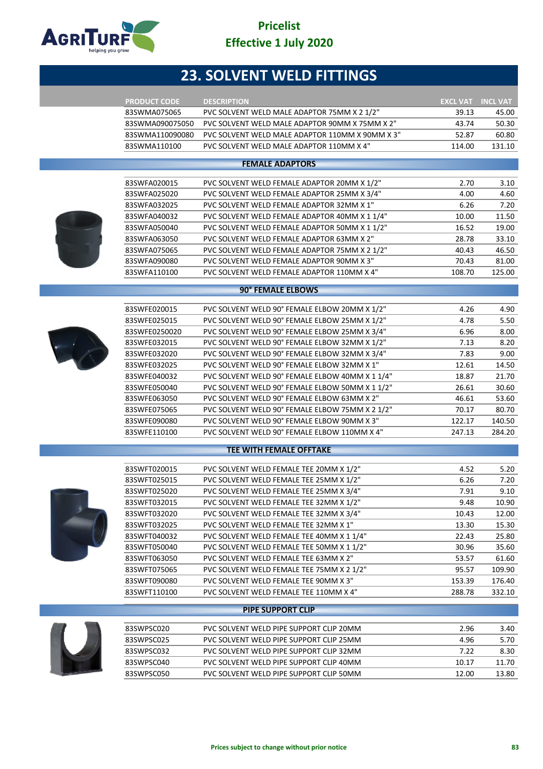Pricelist
Effective 1 July 2020

# 23. SOLVENT WELD FITTINGS

| PRODUCT CODE | DESCRIPTION | EXCL VAT | INCL VAT |
|---|---|---|---|
| 83SWMA075065 | PVC SOLVENT WELD MALE ADAPTOR 75MM X 2 1/2" | 39.13 | 45.00 |
| 83SWMA090075050 | PVC SOLVENT WELD MALE ADAPTOR 90MM X 75MM X 2" | 43.74 | 50.30 |
| 83SWMA110090080 | PVC SOLVENT WELD MALE ADAPTOR 110MM X 90MM X 3" | 52.87 | 60.80 |
| 83SWMA110100 | PVC SOLVENT WELD MALE ADAPTOR 110MM X 4" | 114.00 | 131.10 |

## FEMALE ADAPTORS

| PRODUCT CODE | DESCRIPTION | EXCL VAT | INCL VAT |
|---|---|---|---|
| 83SWFA020015 | PVC SOLVENT WELD FEMALE ADAPTOR 20MM X 1/2" | 2.70 | 3.10 |
| 83SWFA025020 | PVC SOLVENT WELD FEMALE ADAPTOR 25MM X 3/4" | 4.00 | 4.60 |
| 83SWFA032025 | PVC SOLVENT WELD FEMALE ADAPTOR 32MM X 1" | 6.26 | 7.20 |
| 83SWFA040032 | PVC SOLVENT WELD FEMALE ADAPTOR 40MM X 1 1/4" | 10.00 | 11.50 |
| 83SWFA050040 | PVC SOLVENT WELD FEMALE ADAPTOR 50MM X 1 1/2" | 16.52 | 19.00 |
| 83SWFA063050 | PVC SOLVENT WELD FEMALE ADAPTOR 63MM X 2" | 28.78 | 33.10 |
| 83SWFA075065 | PVC SOLVENT WELD FEMALE ADAPTOR 75MM X 2 1/2" | 40.43 | 46.50 |
| 83SWFA090080 | PVC SOLVENT WELD FEMALE ADAPTOR 90MM X 3" | 70.43 | 81.00 |
| 83SWFA110100 | PVC SOLVENT WELD FEMALE ADAPTOR 110MM X 4" | 108.70 | 125.00 |

## 90° FEMALE ELBOWS

| PRODUCT CODE | DESCRIPTION | EXCL VAT | INCL VAT |
|---|---|---|---|
| 83SWFE020015 | PVC SOLVENT WELD 90° FEMALE ELBOW 20MM X 1/2" | 4.26 | 4.90 |
| 83SWFE025015 | PVC SOLVENT WELD 90° FEMALE ELBOW 25MM X 1/2" | 4.78 | 5.50 |
| 83SWFE0250020 | PVC SOLVENT WELD 90° FEMALE ELBOW 25MM X 3/4" | 6.96 | 8.00 |
| 83SWFE032015 | PVC SOLVENT WELD 90° FEMALE ELBOW 32MM X 1/2" | 7.13 | 8.20 |
| 83SWFE032020 | PVC SOLVENT WELD 90° FEMALE ELBOW 32MM X 3/4" | 7.83 | 9.00 |
| 83SWFE032025 | PVC SOLVENT WELD 90° FEMALE ELBOW 32MM X 1" | 12.61 | 14.50 |
| 83SWFE040032 | PVC SOLVENT WELD 90° FEMALE ELBOW 40MM X 1 1/4" | 18.87 | 21.70 |
| 83SWFE050040 | PVC SOLVENT WELD 90° FEMALE ELBOW 50MM X 1 1/2" | 26.61 | 30.60 |
| 83SWFE063050 | PVC SOLVENT WELD 90° FEMALE ELBOW 63MM X 2" | 46.61 | 53.60 |
| 83SWFE075065 | PVC SOLVENT WELD 90° FEMALE ELBOW 75MM X 2 1/2" | 70.17 | 80.70 |
| 83SWFE090080 | PVC SOLVENT WELD 90° FEMALE ELBOW 90MM X 3" | 122.17 | 140.50 |
| 83SWFE110100 | PVC SOLVENT WELD 90° FEMALE ELBOW 110MM X 4" | 247.13 | 284.20 |

## TEE WITH FEMALE OFFTAKE

| PRODUCT CODE | DESCRIPTION | EXCL VAT | INCL VAT |
|---|---|---|---|
| 83SWFT020015 | PVC SOLVENT WELD FEMALE TEE 20MM X 1/2" | 4.52 | 5.20 |
| 83SWFT025015 | PVC SOLVENT WELD FEMALE TEE 25MM X 1/2" | 6.26 | 7.20 |
| 83SWFT025020 | PVC SOLVENT WELD FEMALE TEE 25MM X 3/4" | 7.91 | 9.10 |
| 83SWFT032015 | PVC SOLVENT WELD FEMALE TEE 32MM X 1/2" | 9.48 | 10.90 |
| 83SWFT032020 | PVC SOLVENT WELD FEMALE TEE 32MM X 3/4" | 10.43 | 12.00 |
| 83SWFT032025 | PVC SOLVENT WELD FEMALE TEE 32MM X 1" | 13.30 | 15.30 |
| 83SWFT040032 | PVC SOLVENT WELD FEMALE TEE 40MM X 1 1/4" | 22.43 | 25.80 |
| 83SWFT050040 | PVC SOLVENT WELD FEMALE TEE 50MM X 1 1/2" | 30.96 | 35.60 |
| 83SWFT063050 | PVC SOLVENT WELD FEMALE TEE 63MM X 2" | 53.57 | 61.60 |
| 83SWFT075065 | PVC SOLVENT WELD FEMALE TEE 75MM X 2 1/2" | 95.57 | 109.90 |
| 83SWFT090080 | PVC SOLVENT WELD FEMALE TEE 90MM X 3" | 153.39 | 176.40 |
| 83SWFT110100 | PVC SOLVENT WELD FEMALE TEE 110MM X 4" | 288.78 | 332.10 |

## PIPE SUPPORT CLIP

| PRODUCT CODE | DESCRIPTION | EXCL VAT | INCL VAT |
|---|---|---|---|
| 83SWPSC020 | PVC SOLVENT WELD PIPE SUPPORT CLIP 20MM | 2.96 | 3.40 |
| 83SWPSC025 | PVC SOLVENT WELD PIPE SUPPORT CLIP 25MM | 4.96 | 5.70 |
| 83SWPSC032 | PVC SOLVENT WELD PIPE SUPPORT CLIP 32MM | 7.22 | 8.30 |
| 83SWPSC040 | PVC SOLVENT WELD PIPE SUPPORT CLIP 40MM | 10.17 | 11.70 |
| 83SWPSC050 | PVC SOLVENT WELD PIPE SUPPORT CLIP 50MM | 12.00 | 13.80 |

Prices subject to change without prior notice